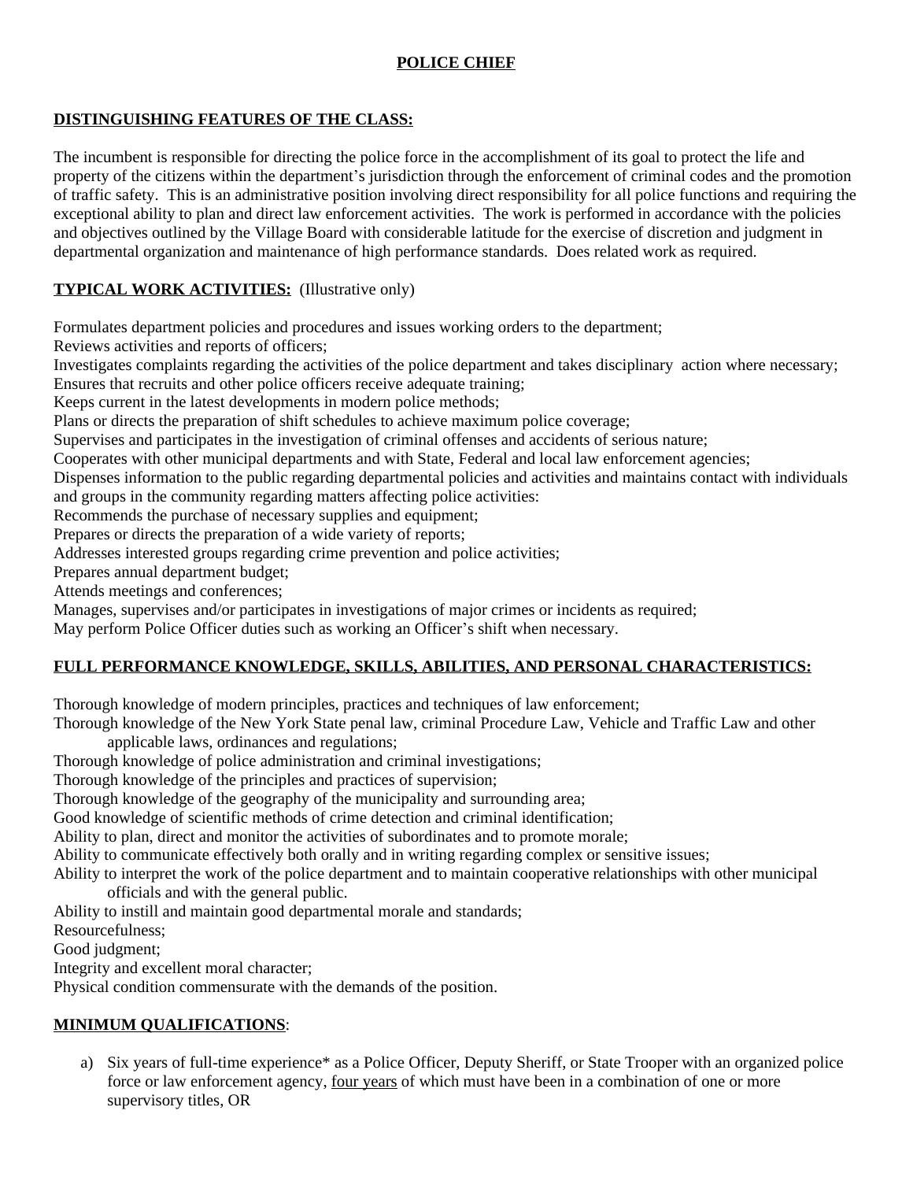# POLICE CHIEF

## DISTINGUISHING FEATURES OF THE CLASS:

The incumbent is responsible for directing the police force in the accomplishment of its goal to protect the life and property of the citizens within the department's jurisdiction through the enforcement of criminal codes and the promotion of traffic safety. This is an administrative position involving direct responsibility for all police functions and requiring the exceptional ability to plan and direct law enforcement activities. The work is performed in accordance with the policies and objectives outlined by the Village Board with considerable latitude for the exercise of discretion and judgment in departmental organization and maintenance of high performance standards. Does related work as required.

## TYPICAL WORK ACTIVITIES: (Illustrative only)

Formulates department policies and procedures and issues working orders to the department;
Reviews activities and reports of officers;
Investigates complaints regarding the activities of the police department and takes disciplinary action where necessary;
Ensures that recruits and other police officers receive adequate training;
Keeps current in the latest developments in modern police methods;
Plans or directs the preparation of shift schedules to achieve maximum police coverage;
Supervises and participates in the investigation of criminal offenses and accidents of serious nature;
Cooperates with other municipal departments and with State, Federal and local law enforcement agencies;
Dispenses information to the public regarding departmental policies and activities and maintains contact with individuals and groups in the community regarding matters affecting police activities:
Recommends the purchase of necessary supplies and equipment;
Prepares or directs the preparation of a wide variety of reports;
Addresses interested groups regarding crime prevention and police activities;
Prepares annual department budget;
Attends meetings and conferences;
Manages, supervises and/or participates in investigations of major crimes or incidents as required;
May perform Police Officer duties such as working an Officer's shift when necessary.

## FULL PERFORMANCE KNOWLEDGE, SKILLS, ABILITIES, AND PERSONAL CHARACTERISTICS:

Thorough knowledge of modern principles, practices and techniques of law enforcement;
Thorough knowledge of the New York State penal law, criminal Procedure Law, Vehicle and Traffic Law and other applicable laws, ordinances and regulations;
Thorough knowledge of police administration and criminal investigations;
Thorough knowledge of the principles and practices of supervision;
Thorough knowledge of the geography of the municipality and surrounding area;
Good knowledge of scientific methods of crime detection and criminal identification;
Ability to plan, direct and monitor the activities of subordinates and to promote morale;
Ability to communicate effectively both orally and in writing regarding complex or sensitive issues;
Ability to interpret the work of the police department and to maintain cooperative relationships with other municipal officials and with the general public.
Ability to instill and maintain good departmental morale and standards;
Resourcefulness;
Good judgment;
Integrity and excellent moral character;
Physical condition commensurate with the demands of the position.

## MINIMUM QUALIFICATIONS:

a) Six years of full-time experience* as a Police Officer, Deputy Sheriff, or State Trooper with an organized police force or law enforcement agency, four years of which must have been in a combination of one or more supervisory titles, OR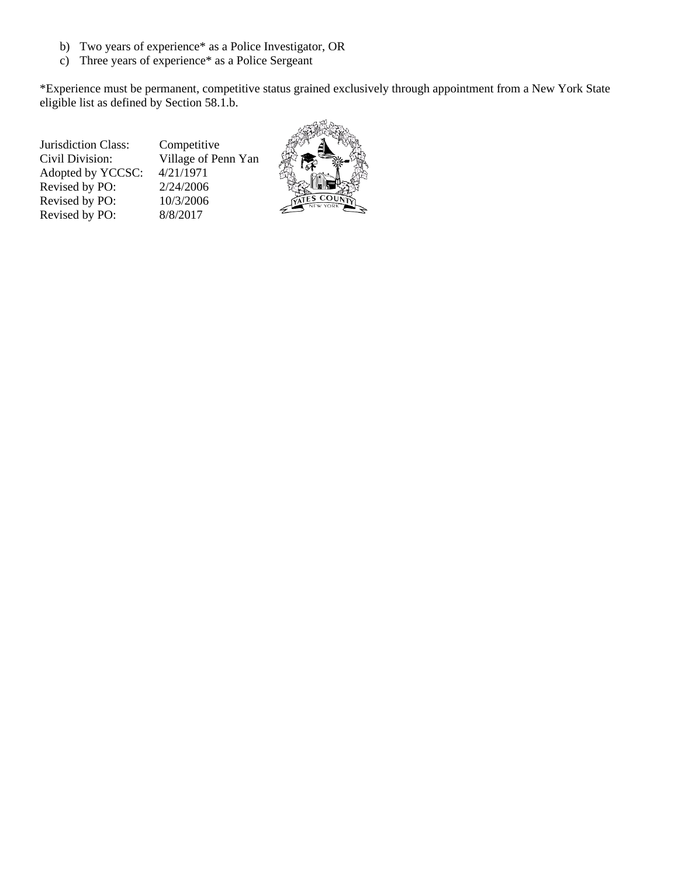b) Two years of experience* as a Police Investigator, OR
c) Three years of experience* as a Police Sergeant

*Experience must be permanent, competitive status grained exclusively through appointment from a New York State eligible list as defined by Section 58.1.b.

| | |
|---|---|
| Jurisdiction Class: | Competitive |
| Civil Division: | Village of Penn Yan |
| Adopted by YCCSC: | 4/21/1971 |
| Revised by PO: | 2/24/2006 |
| Revised by PO: | 10/3/2006 |
| Revised by PO: | 8/8/2017 |